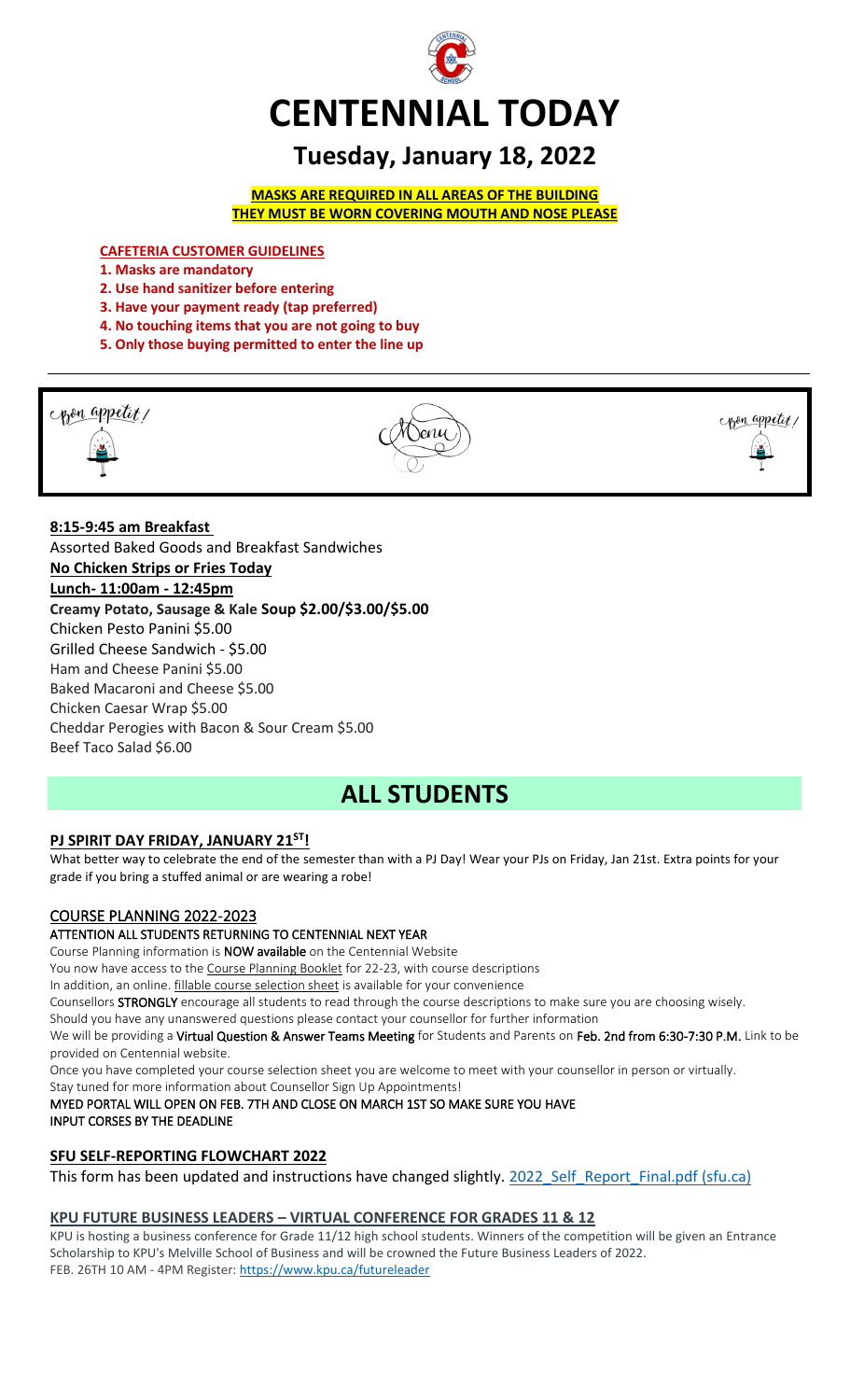# CENTENNIAL TODAY

## Tuesday, January 18, 2022

**MASKS ARE REQUIRED IN ALL AREAS OF THE BUILDING**
**THEY MUST BE WORN COVERING MOUTH AND NOSE PLEASE**

**CAFETERIA CUSTOMER GUIDELINES**

1. **Masks are mandatory**
2. **Use hand sanitizer before entering**
3. **Have your payment ready (tap preferred)**
4. **No touching items that you are not going to buy**
5. **Only those buying permitted to enter the line up**

Bon appetit! Menu Bon appetit!

**8:15-9:45 am Breakfast**

Assorted Baked Goods and Breakfast Sandwiches

**No Chicken Strips or Fries Today**

**Lunch- 11:00am - 12:45pm**

**Creamy Potato, Sausage & Kale Soup $2.00/$3.00/$5.00**

Chicken Pesto Panini $5.00
Grilled Cheese Sandwich - $5.00
Ham and Cheese Panini $5.00
Baked Macaroni and Cheese $5.00
Chicken Caesar Wrap $5.00
Cheddar Perogies with Bacon & Sour Cream $5.00
Beef Taco Salad $6.00

# ALL STUDENTS

**PJ SPIRIT DAY FRIDAY, JANUARY 21ST!**

What better way to celebrate the end of the semester than with a PJ Day! Wear your PJs on Friday, Jan 21st. Extra points for your grade if you bring a stuffed animal or are wearing a robe!

## COURSE PLANNING 2022-2023

ATTENTION ALL STUDENTS RETURNING TO CENTENNIAL NEXT YEAR

Course Planning information is **NOW available** on the Centennial Website

You now have access to the Course Planning Booklet for 22-23, with course descriptions

In addition, an online. fillable course selection sheet is available for your convenience

Counsellors **STRONGLY** encourage all students to read through the course descriptions to make sure you are choosing wisely.

Should you have any unanswered questions please contact your counsellor for further information

We will be providing a **Virtual Question & Answer Teams Meeting** for Students and Parents on **Feb. 2nd from 6:30-7:30 P.M.** Link to be provided on Centennial website.

Once you have completed your course selection sheet you are welcome to meet with your counsellor in person or virtually.

Stay tuned for more information about Counsellor Sign Up Appointments!

MYED PORTAL WILL OPEN ON FEB. 7TH AND CLOSE ON MARCH 1ST SO MAKE SURE YOU HAVE INPUT CORSES BY THE DEADLINE

**SFU SELF-REPORTING FLOWCHART 2022**

This form has been updated and instructions have changed slightly. 2022_Self_Report_Final.pdf (sfu.ca)

**KPU FUTURE BUSINESS LEADERS – VIRTUAL CONFERENCE FOR GRADES 11 & 12**

KPU is hosting a business conference for Grade 11/12 high school students. Winners of the competition will be given an Entrance Scholarship to KPU's Melville School of Business and will be crowned the Future Business Leaders of 2022.
FEB. 26TH 10 AM - 4PM Register: https://www.kpu.ca/futureleader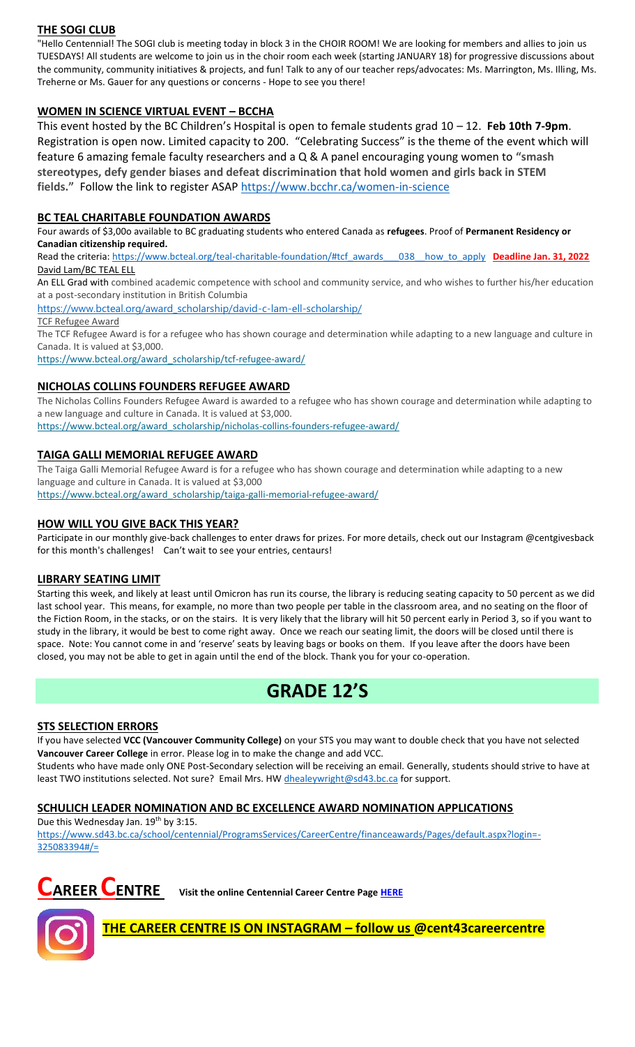### THE SOGI CLUB

"Hello Centennial! The SOGI club is meeting today in block 3 in the CHOIR ROOM! We are looking for members and allies to join us TUESDAYS! All students are welcome to join us in the choir room each week (starting JANUARY 18) for progressive discussions about the community, community initiatives & projects, and fun! Talk to any of our teacher reps/advocates: Ms. Marrington, Ms. Illing, Ms. Treherne or Ms. Gauer for any questions or concerns - Hope to see you there!

### WOMEN IN SCIENCE VIRTUAL EVENT – BCCHA

This event hosted by the BC Children's Hospital is open to female students grad 10 – 12. **Feb 10th 7-9pm**. Registration is open now. Limited capacity to 200. "Celebrating Success" is the theme of the event which will feature 6 amazing female faculty researchers and a Q & A panel encouraging young women to **"smash stereotypes, defy gender biases and defeat discrimination that hold women and girls back in STEM fields."** Follow the link to register ASAP https://www.bcchr.ca/women-in-science

### BC TEAL CHARITABLE FOUNDATION AWARDS

Four awards of $3,00o available to BC graduating students who entered Canada as **refugees**. Proof of **Permanent Residency or Canadian citizenship required.**

Read the criteria: https://www.bcteal.org/teal-charitable-foundation/#tcf_awards___038__how_to_apply **Deadline Jan. 31, 2022**

David Lam/BC TEAL ELL

An ELL Grad with combined academic competence with school and community service, and who wishes to further his/her education at a post-secondary institution in British Columbia

https://www.bcteal.org/award_scholarship/david-c-lam-ell-scholarship/

TCF Refugee Award

The TCF Refugee Award is for a refugee who has shown courage and determination while adapting to a new language and culture in Canada. It is valued at $3,000.

https://www.bcteal.org/award_scholarship/tcf-refugee-award/

### NICHOLAS COLLINS FOUNDERS REFUGEE AWARD

The Nicholas Collins Founders Refugee Award is awarded to a refugee who has shown courage and determination while adapting to a new language and culture in Canada. It is valued at $3,000.

https://www.bcteal.org/award_scholarship/nicholas-collins-founders-refugee-award/

### TAIGA GALLI MEMORIAL REFUGEE AWARD

The Taiga Galli Memorial Refugee Award is for a refugee who has shown courage and determination while adapting to a new language and culture in Canada. It is valued at $3,000

https://www.bcteal.org/award_scholarship/taiga-galli-memorial-refugee-award/

### HOW WILL YOU GIVE BACK THIS YEAR?

Participate in our monthly give-back challenges to enter draws for prizes. For more details, check out our Instagram @centgivesback for this month's challenges! Can't wait to see your entries, centaurs!

### LIBRARY SEATING LIMIT

Starting this week, and likely at least until Omicron has run its course, the library is reducing seating capacity to 50 percent as we did last school year. This means, for example, no more than two people per table in the classroom area, and no seating on the floor of the Fiction Room, in the stacks, or on the stairs. It is very likely that the library will hit 50 percent early in Period 3, so if you want to study in the library, it would be best to come right away. Once we reach our seating limit, the doors will be closed until there is space. Note: You cannot come in and 'reserve' seats by leaving bags or books on them. If you leave after the doors have been closed, you may not be able to get in again until the end of the block. Thank you for your co-operation.

## GRADE 12'S

### STS SELECTION ERRORS

If you have selected **VCC (Vancouver Community College)** on your STS you may want to double check that you have not selected **Vancouver Career College** in error. Please log in to make the change and add VCC.

Students who have made only ONE Post-Secondary selection will be receiving an email. Generally, students should strive to have at least TWO institutions selected. Not sure? Email Mrs. HW dhealeywright@sd43.bc.ca for support.

### SCHULICH LEADER NOMINATION AND BC EXCELLENCE AWARD NOMINATION APPLICATIONS

Due this Wednesday Jan. 19th by 3:15.

https://www.sd43.bc.ca/school/centennial/ProgramsServices/CareerCentre/financeawards/Pages/default.aspx?login=-325083394#/=

## CAREER CENTRE

**Visit the online Centennial Career Centre Page HERE**

**THE CAREER CENTRE IS ON INSTAGRAM – follow us @cent43careercentre**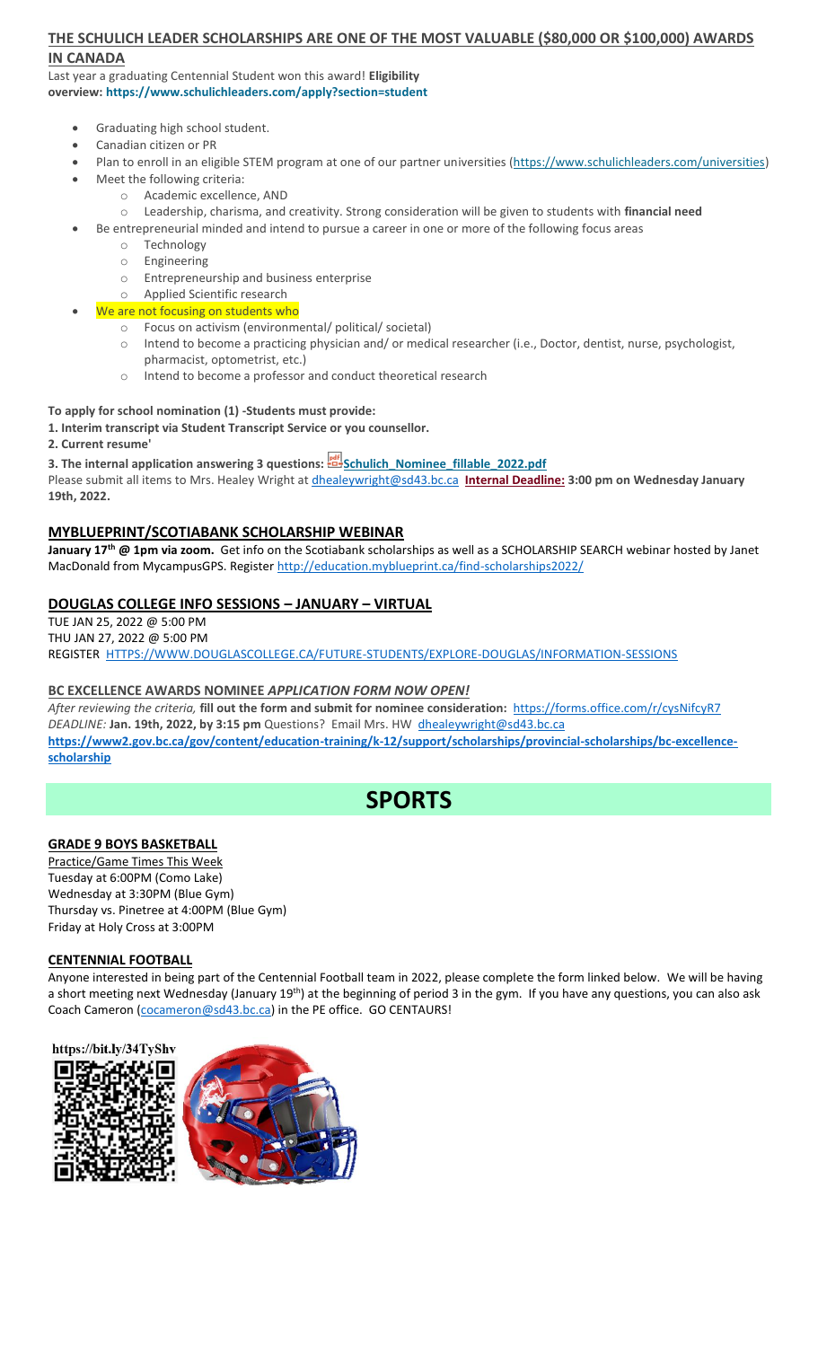## THE SCHULICH LEADER SCHOLARSHIPS ARE ONE OF THE MOST VALUABLE ($80,000 OR $100,000) AWARDS IN CANADA

Last year a graduating Centennial Student won this award! **Eligibility overview: https://www.schulichleaders.com/apply?section=student**

- Graduating high school student.
- Canadian citizen or PR
- Plan to enroll in an eligible STEM program at one of our partner universities (https://www.schulichleaders.com/universities)
- Meet the following criteria:
  - Academic excellence, AND
  - Leadership, charisma, and creativity. Strong consideration will be given to students with **financial need**
- Be entrepreneurial minded and intend to pursue a career in one or more of the following focus areas
  - Technology
  - Engineering
  - Entrepreneurship and business enterprise
  - Applied Scientific research
- We are not focusing on students who
  - Focus on activism (environmental/ political/ societal)
  - Intend to become a practicing physician and/ or medical researcher (i.e., Doctor, dentist, nurse, psychologist, pharmacist, optometrist, etc.)
  - Intend to become a professor and conduct theoretical research

**To apply for school nomination (1) -Students must provide:**

**1. Interim transcript via Student Transcript Service or you counsellor.**

**2. Current resume'**

**3. The internal application answering 3 questions: Schulich_Nominee_fillable_2022.pdf**

Please submit all items to Mrs. Healey Wright at dhealeywright@sd43.bc.ca **Internal Deadline: 3:00 pm on Wednesday January 19th, 2022.**

## MYBLUEPRINT/SCOTIABANK SCHOLARSHIP WEBINAR

**January 17th @ 1pm via zoom.** Get info on the Scotiabank scholarships as well as a SCHOLARSHIP SEARCH webinar hosted by Janet MacDonald from MycampusGPS. Register http://education.myblueprint.ca/find-scholarships2022/

## DOUGLAS COLLEGE INFO SESSIONS – JANUARY – VIRTUAL

TUE JAN 25, 2022 @ 5:00 PM
THU JAN 27, 2022 @ 5:00 PM
REGISTER HTTPS://WWW.DOUGLASCOLLEGE.CA/FUTURE-STUDENTS/EXPLORE-DOUGLAS/INFORMATION-SESSIONS

### BC EXCELLENCE AWARDS NOMINEE *APPLICATION FORM NOW OPEN!*

*After reviewing the criteria,* **fill out the form and submit for nominee consideration:** https://forms.office.com/r/cysNifcyR7
*DEADLINE:* **Jan. 19th, 2022, by 3:15 pm** Questions? Email Mrs. HW dhealeywright@sd43.bc.ca
**https://www2.gov.bc.ca/gov/content/education-training/k-12/support/scholarships/provincial-scholarships/bc-excellence-scholarship**

# SPORTS

### GRADE 9 BOYS BASKETBALL

Practice/Game Times This Week
Tuesday at 6:00PM (Como Lake)
Wednesday at 3:30PM (Blue Gym)
Thursday vs. Pinetree at 4:00PM (Blue Gym)
Friday at Holy Cross at 3:00PM

### CENTENNIAL FOOTBALL

Anyone interested in being part of the Centennial Football team in 2022, please complete the form linked below. We will be having a short meeting next Wednesday (January 19th) at the beginning of period 3 in the gym. If you have any questions, you can also ask Coach Cameron (cocameron@sd43.bc.ca) in the PE office. GO CENTAURS!

https://bit.ly/34TyShv